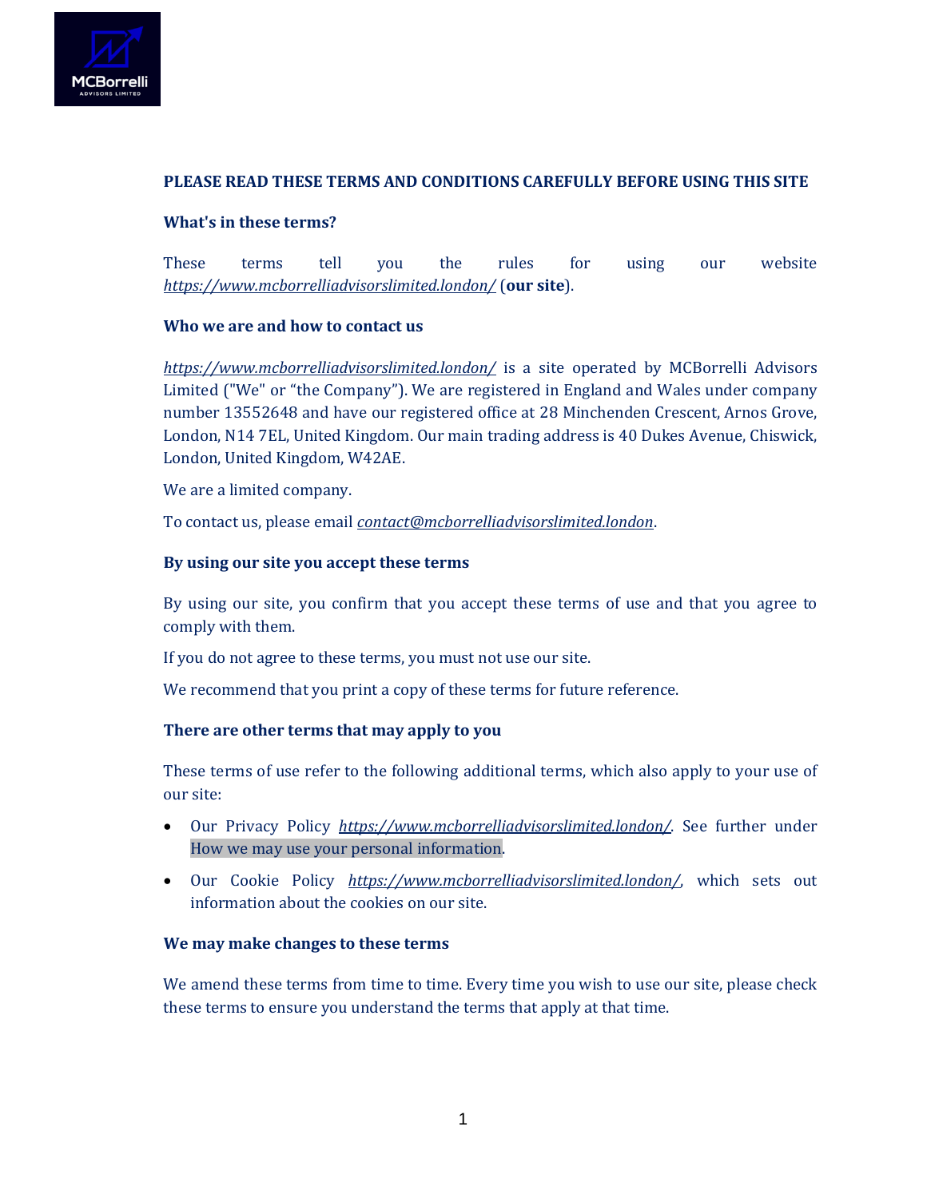**PLEASE READ THESE TERMS AND CONDITIONS CAREFULLY BEFORE USING THIS SITE**

**What's in these terms?**

These terms tell you the rules for using our website *https://www.mcborrelliadvisorslimited.london/* (**our site**).

**Who we are and how to contact us**

*https://www.mcborrelliadvisorslimited.london/* is a site operated by MCBorrelli Advisors Limited ("We" or "the Company"). We are registered in England and Wales under company number 13552648 and have our registered office at 28 Minchenden Crescent, Arnos Grove, London, N14 7EL, United Kingdom. Our main trading address is 40 Dukes Avenue, Chiswick, London, United Kingdom, W42AE.

We are a limited company.

To contact us, please email *contact@mcborrelliadvisorslimited.london*.

**By using our site you accept these terms**

By using our site, you confirm that you accept these terms of use and that you agree to comply with them.

If you do not agree to these terms, you must not use our site.

We recommend that you print a copy of these terms for future reference.

**There are other terms that may apply to you**

These terms of use refer to the following additional terms, which also apply to your use of our site:

- Our Privacy Policy *https://www.mcborrelliadvisorslimited.london/*. See further under How we may use your personal information.
- Our Cookie Policy *https://www.mcborrelliadvisorslimited.london/*, which sets out information about the cookies on our site.

**We may make changes to these terms**

We amend these terms from time to time. Every time you wish to use our site, please check these terms to ensure you understand the terms that apply at that time.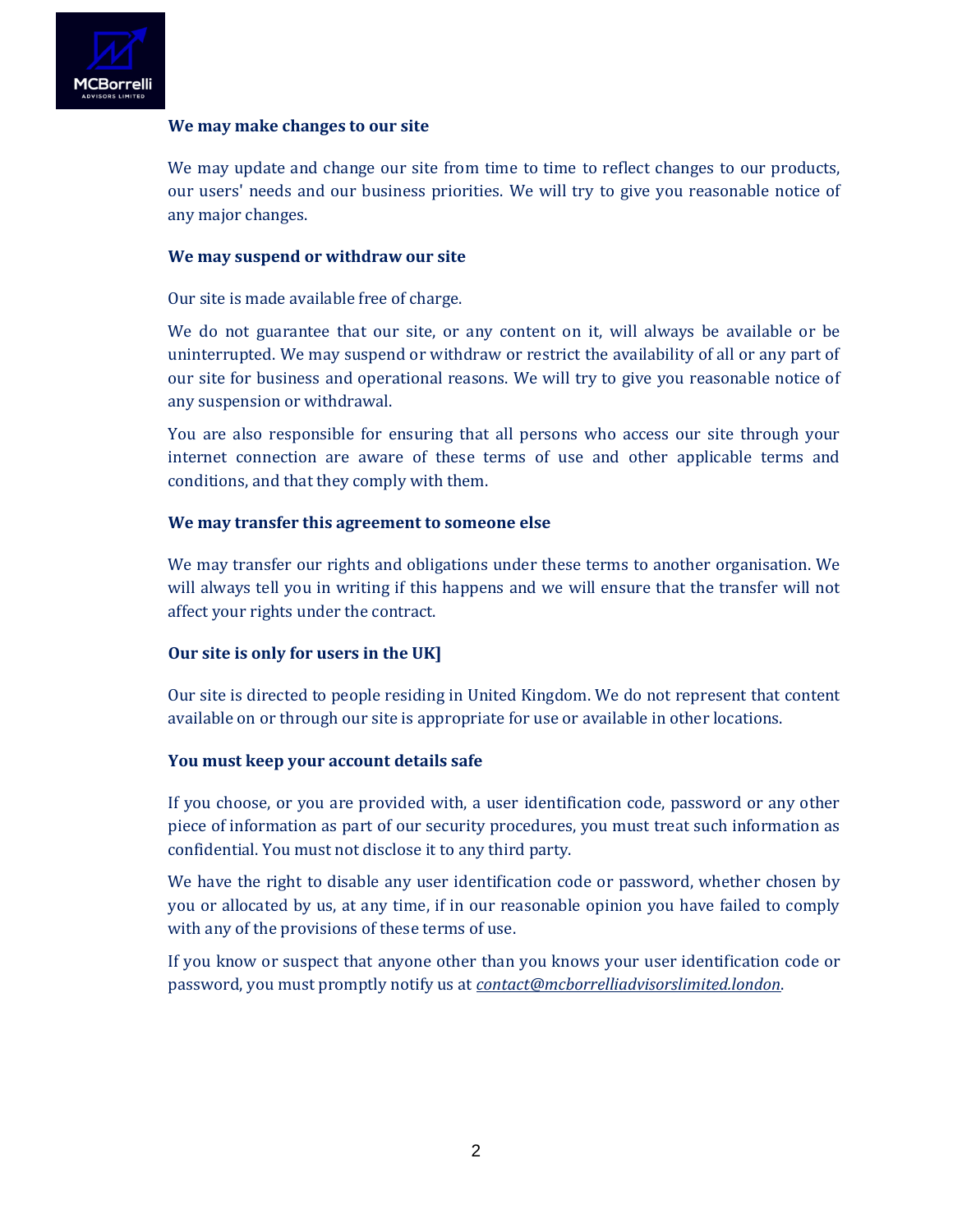**We may make changes to our site**

We may update and change our site from time to time to reflect changes to our products, our users' needs and our business priorities. We will try to give you reasonable notice of any major changes.

**We may suspend or withdraw our site**

Our site is made available free of charge.

We do not guarantee that our site, or any content on it, will always be available or be uninterrupted. We may suspend or withdraw or restrict the availability of all or any part of our site for business and operational reasons. We will try to give you reasonable notice of any suspension or withdrawal.

You are also responsible for ensuring that all persons who access our site through your internet connection are aware of these terms of use and other applicable terms and conditions, and that they comply with them.

**We may transfer this agreement to someone else**

We may transfer our rights and obligations under these terms to another organisation. We will always tell you in writing if this happens and we will ensure that the transfer will not affect your rights under the contract.

**Our site is only for users in the UK]**

Our site is directed to people residing in United Kingdom. We do not represent that content available on or through our site is appropriate for use or available in other locations.

**You must keep your account details safe**

If you choose, or you are provided with, a user identification code, password or any other piece of information as part of our security procedures, you must treat such information as confidential. You must not disclose it to any third party.

We have the right to disable any user identification code or password, whether chosen by you or allocated by us, at any time, if in our reasonable opinion you have failed to comply with any of the provisions of these terms of use.

If you know or suspect that anyone other than you knows your user identification code or password, you must promptly notify us at *contact@mcborrelliadvisorslimited.london*.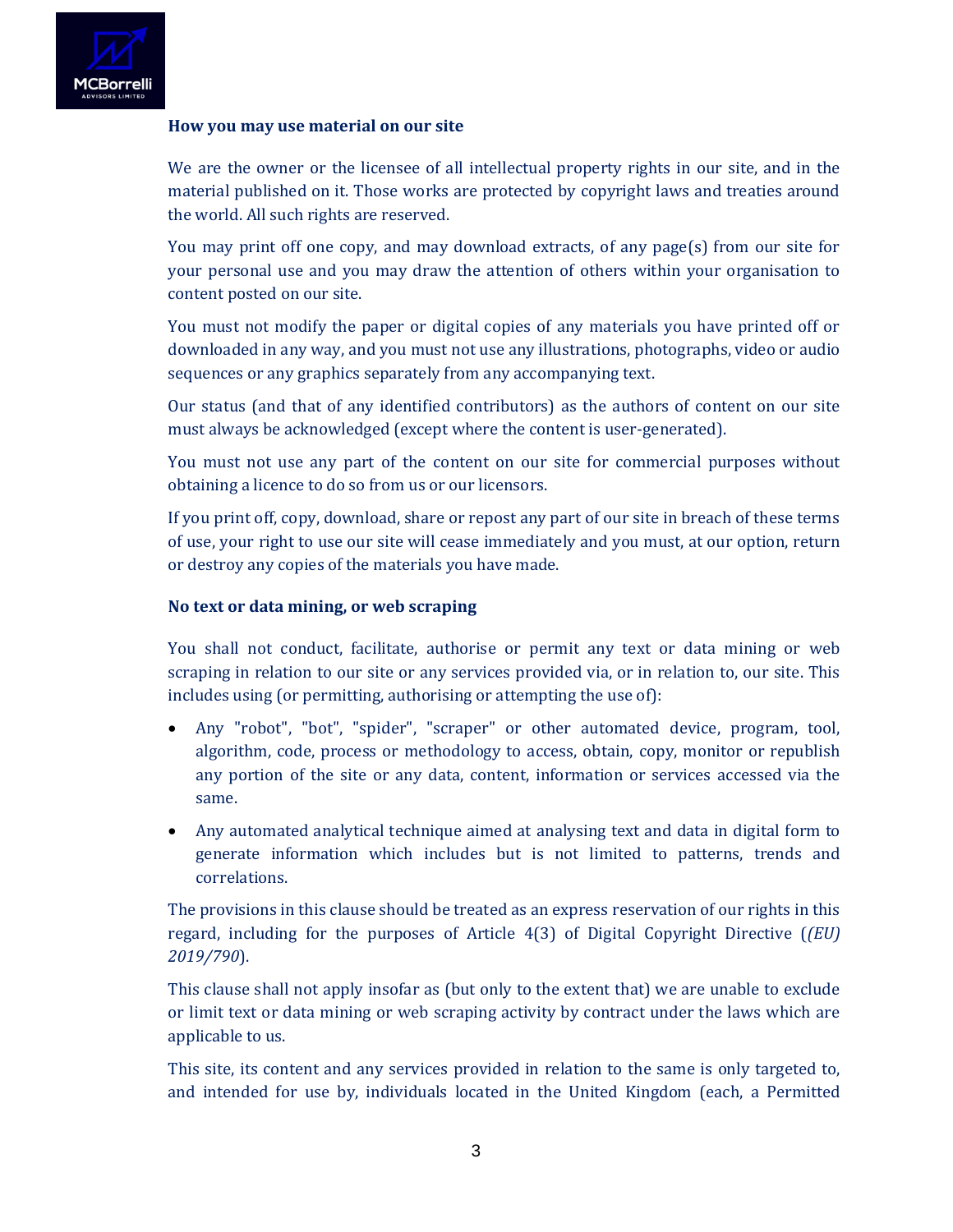**How you may use material on our site**

We are the owner or the licensee of all intellectual property rights in our site, and in the material published on it. Those works are protected by copyright laws and treaties around the world. All such rights are reserved.

You may print off one copy, and may download extracts, of any page(s) from our site for your personal use and you may draw the attention of others within your organisation to content posted on our site.

You must not modify the paper or digital copies of any materials you have printed off or downloaded in any way, and you must not use any illustrations, photographs, video or audio sequences or any graphics separately from any accompanying text.

Our status (and that of any identified contributors) as the authors of content on our site must always be acknowledged (except where the content is user-generated).

You must not use any part of the content on our site for commercial purposes without obtaining a licence to do so from us or our licensors.

If you print off, copy, download, share or repost any part of our site in breach of these terms of use, your right to use our site will cease immediately and you must, at our option, return or destroy any copies of the materials you have made.

**No text or data mining, or web scraping**

You shall not conduct, facilitate, authorise or permit any text or data mining or web scraping in relation to our site or any services provided via, or in relation to, our site. This includes using (or permitting, authorising or attempting the use of):

- Any "robot", "bot", "spider", "scraper" or other automated device, program, tool, algorithm, code, process or methodology to access, obtain, copy, monitor or republish any portion of the site or any data, content, information or services accessed via the same.
- Any automated analytical technique aimed at analysing text and data in digital form to generate information which includes but is not limited to patterns, trends and correlations.

The provisions in this clause should be treated as an express reservation of our rights in this regard, including for the purposes of Article 4(3) of Digital Copyright Directive (*(EU) 2019/790*).

This clause shall not apply insofar as (but only to the extent that) we are unable to exclude or limit text or data mining or web scraping activity by contract under the laws which are applicable to us.

This site, its content and any services provided in relation to the same is only targeted to, and intended for use by, individuals located in the United Kingdom (each, a Permitted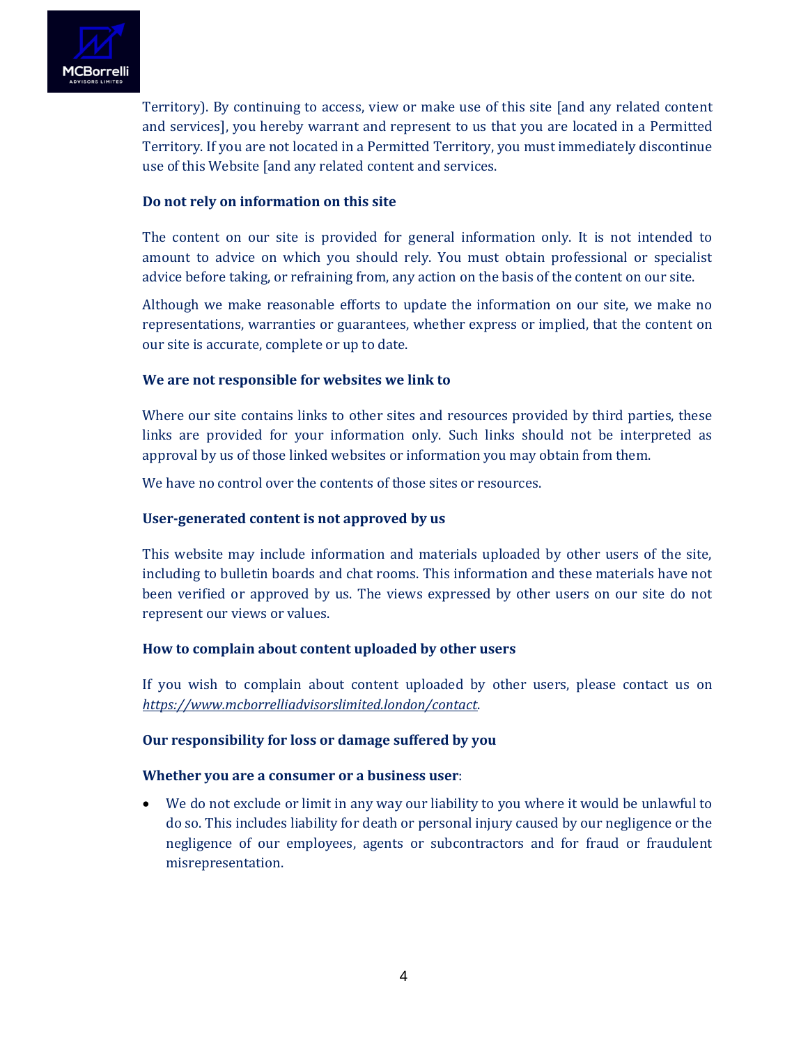Territory). By continuing to access, view or make use of this site [and any related content and services], you hereby warrant and represent to us that you are located in a Permitted Territory. If you are not located in a Permitted Territory, you must immediately discontinue use of this Website [and any related content and services.

**Do not rely on information on this site**

The content on our site is provided for general information only. It is not intended to amount to advice on which you should rely. You must obtain professional or specialist advice before taking, or refraining from, any action on the basis of the content on our site.

Although we make reasonable efforts to update the information on our site, we make no representations, warranties or guarantees, whether express or implied, that the content on our site is accurate, complete or up to date.

**We are not responsible for websites we link to**

Where our site contains links to other sites and resources provided by third parties, these links are provided for your information only. Such links should not be interpreted as approval by us of those linked websites or information you may obtain from them.

We have no control over the contents of those sites or resources.

**User-generated content is not approved by us**

This website may include information and materials uploaded by other users of the site, including to bulletin boards and chat rooms. This information and these materials have not been verified or approved by us. The views expressed by other users on our site do not represent our views or values.

**How to complain about content uploaded by other users**

If you wish to complain about content uploaded by other users, please contact us on *https://www.mcborrelliadvisorslimited.london/contact*.

**Our responsibility for loss or damage suffered by you**

**Whether you are a consumer or a business user**:

- We do not exclude or limit in any way our liability to you where it would be unlawful to do so. This includes liability for death or personal injury caused by our negligence or the negligence of our employees, agents or subcontractors and for fraud or fraudulent misrepresentation.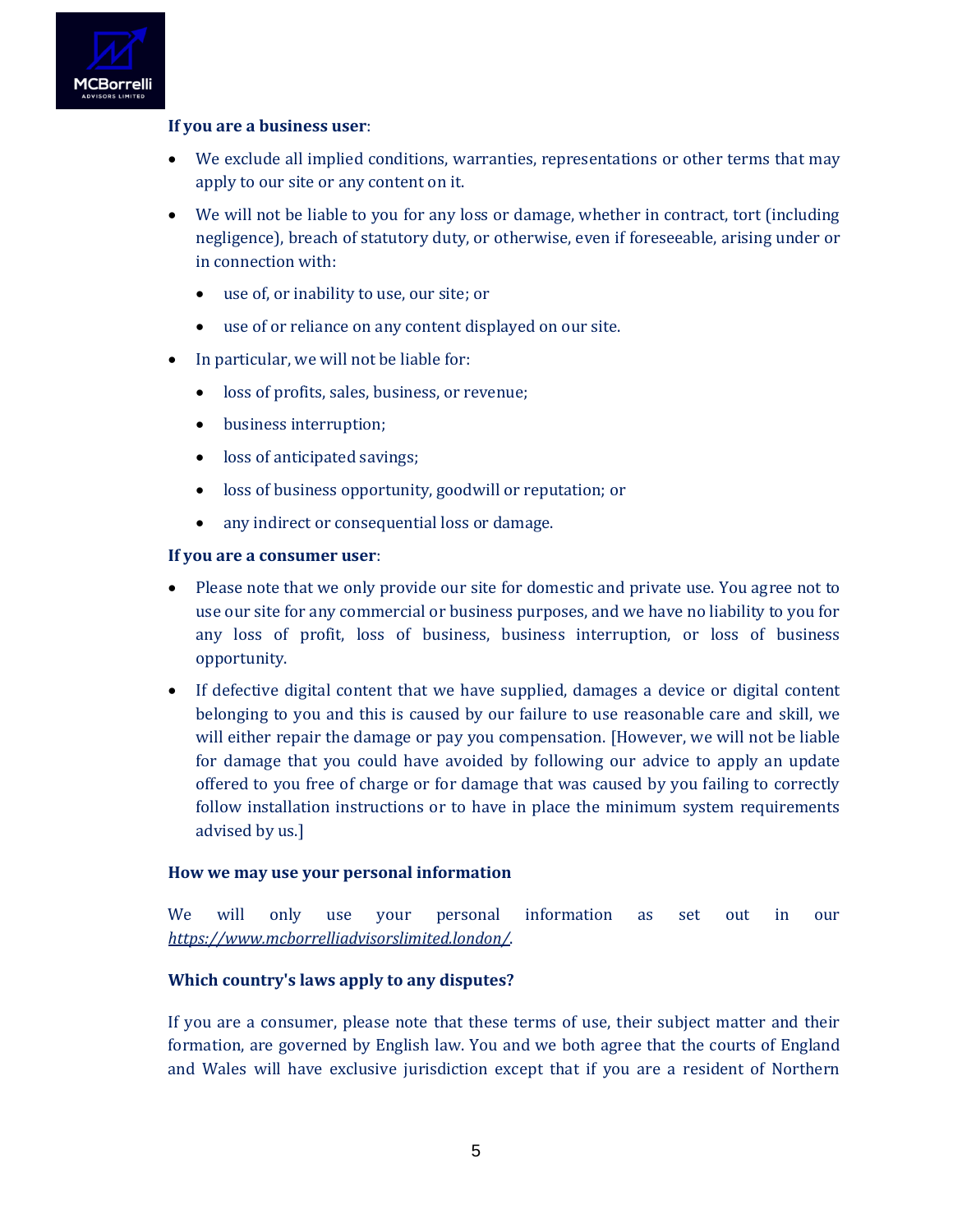**If you are a business user**:

- We exclude all implied conditions, warranties, representations or other terms that may apply to our site or any content on it.
- We will not be liable to you for any loss or damage, whether in contract, tort (including negligence), breach of statutory duty, or otherwise, even if foreseeable, arising under or in connection with:
  - use of, or inability to use, our site; or
  - use of or reliance on any content displayed on our site.
- In particular, we will not be liable for:
  - loss of profits, sales, business, or revenue;
  - business interruption;
  - loss of anticipated savings;
  - loss of business opportunity, goodwill or reputation; or
  - any indirect or consequential loss or damage.

**If you are a consumer user**:

- Please note that we only provide our site for domestic and private use. You agree not to use our site for any commercial or business purposes, and we have no liability to you for any loss of profit, loss of business, business interruption, or loss of business opportunity.
- If defective digital content that we have supplied, damages a device or digital content belonging to you and this is caused by our failure to use reasonable care and skill, we will either repair the damage or pay you compensation. [However, we will not be liable for damage that you could have avoided by following our advice to apply an update offered to you free of charge or for damage that was caused by you failing to correctly follow installation instructions or to have in place the minimum system requirements advised by us.]

**How we may use your personal information**

We will only use your personal information as set out in our *https://www.mcborrelliadvisorslimited.london/*.

**Which country's laws apply to any disputes?**

If you are a consumer, please note that these terms of use, their subject matter and their formation, are governed by English law. You and we both agree that the courts of England and Wales will have exclusive jurisdiction except that if you are a resident of Northern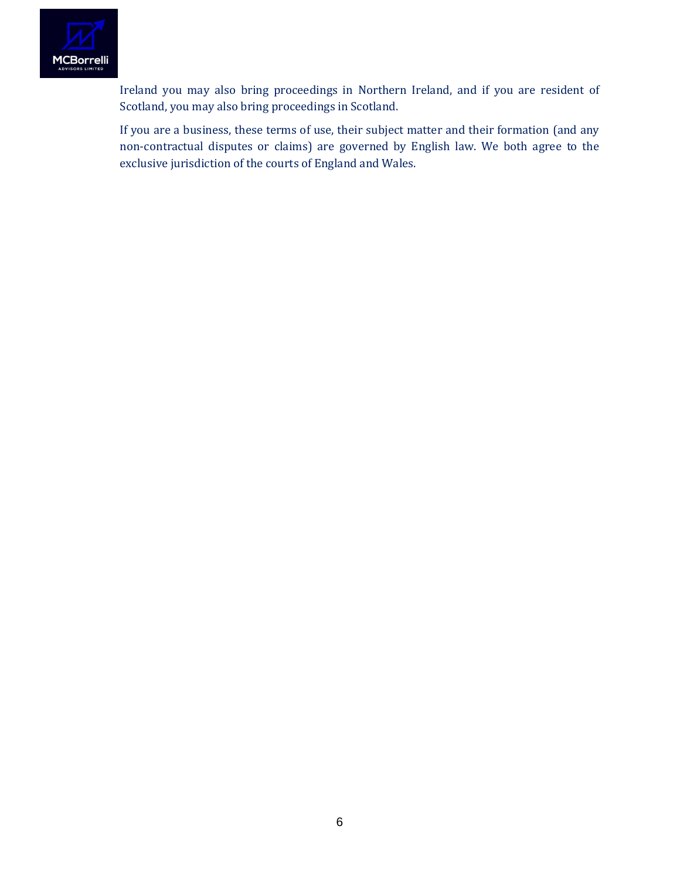Ireland you may also bring proceedings in Northern Ireland, and if you are resident of Scotland, you may also bring proceedings in Scotland.

If you are a business, these terms of use, their subject matter and their formation (and any non-contractual disputes or claims) are governed by English law. We both agree to the exclusive jurisdiction of the courts of England and Wales.